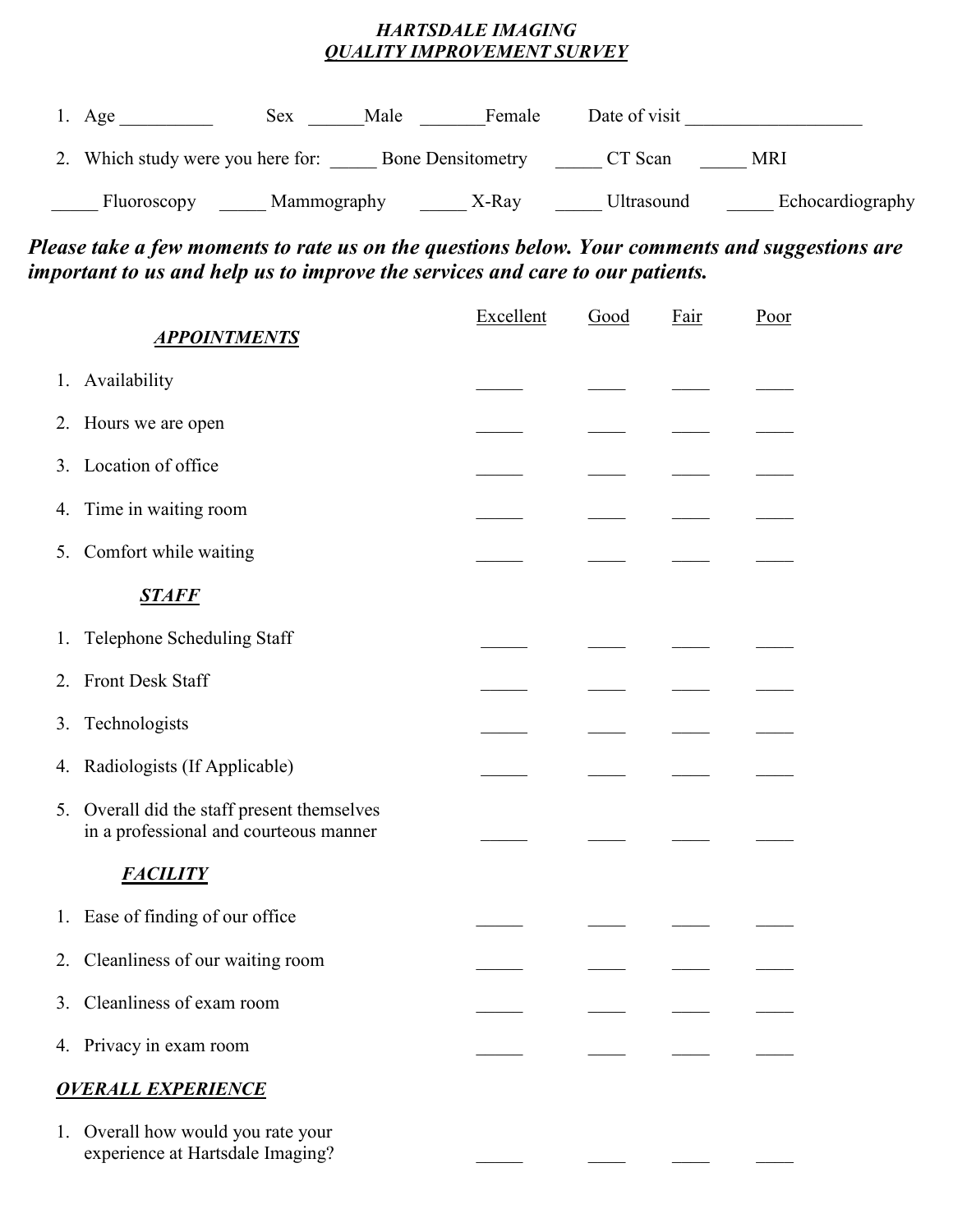***HARTSDALE IMAGING***
***QUALITY IMPROVEMENT SURVEY***

1. Age __________ Sex ______Male _______Female Date of visit ___________________

2. Which study were you here for: _____ Bone Densitometry _____ CT Scan _____ MRI

_____ Fluoroscopy _____ Mammography _____ X-Ray _____ Ultrasound _____ Echocardiography

***Please take a few moments to rate us on the questions below. Your comments and suggestions are important to us and help us to improve the services and care to our patients.***

| | Excellent | Good | Fair | Poor |
|---|---|---|---|---|
| ***APPOINTMENTS*** | | | | |
| 1. Availability | _____ | ____ | ____ | ____ |
| 2. Hours we are open | _____ | ____ | ____ | ____ |
| 3. Location of office | _____ | ____ | ____ | ____ |
| 4. Time in waiting room | _____ | ____ | ____ | ____ |
| 5. Comfort while waiting | _____ | ____ | ____ | ____ |
| ***STAFF*** | | | | |
| 1. Telephone Scheduling Staff | _____ | ____ | ____ | ____ |
| 2. Front Desk Staff | _____ | ____ | ____ | ____ |
| 3. Technologists | _____ | ____ | ____ | ____ |
| 4. Radiologists (If Applicable) | _____ | ____ | ____ | ____ |
| 5. Overall did the staff present themselves in a professional and courteous manner | _____ | ____ | ____ | ____ |
| ***FACILITY*** | | | | |
| 1. Ease of finding of our office | _____ | ____ | ____ | ____ |
| 2. Cleanliness of our waiting room | _____ | ____ | ____ | ____ |
| 3. Cleanliness of exam room | _____ | ____ | ____ | ____ |
| 4. Privacy in exam room | _____ | ____ | ____ | ____ |
| ***OVERALL EXPERIENCE*** | | | | |
| 1. Overall how would you rate your experience at Hartsdale Imaging? | _____ | ____ | ____ | ____ |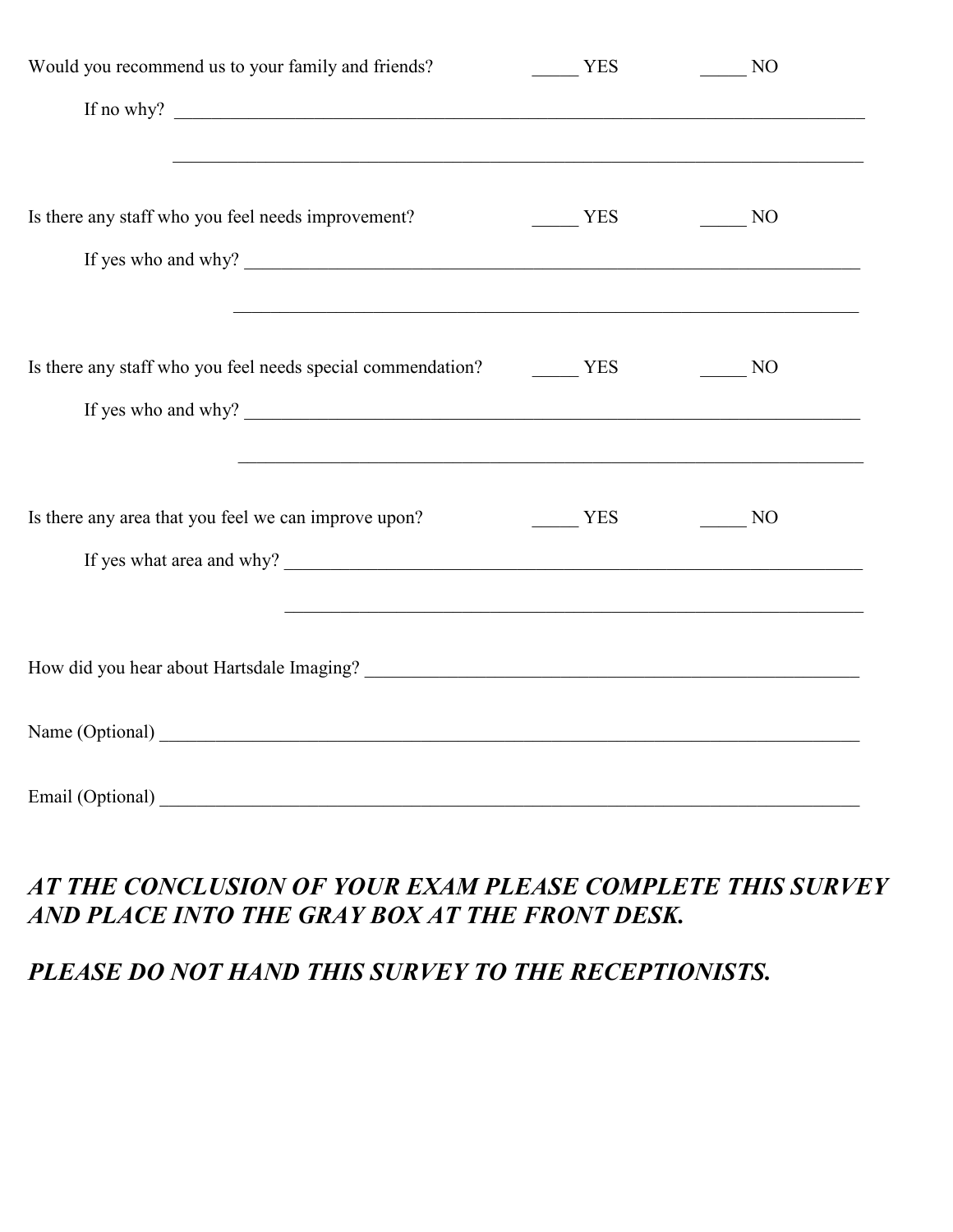Would you recommend us to your family and friends? _____ YES _____ NO

If no why? ________________________________________________________________________________

________________________________________________________________________________

Is there any staff who you feel needs improvement? _____ YES _____ NO

If yes who and why? ________________________________________________________________________

________________________________________________________________________

Is there any staff who you feel needs special commendation? _____ YES _____ NO

If yes who and why? ________________________________________________________________________

________________________________________________________________________

Is there any area that you feel we can improve upon? _____ YES _____ NO

If yes what area and why? ___________________________________________________________________

___________________________________________________________________

How did you hear about Hartsdale Imaging? ______________________________________________________

Name (Optional) ________________________________________________________________________________

Email (Optional) ________________________________________________________________________________

***AT THE CONCLUSION OF YOUR EXAM PLEASE COMPLETE THIS SURVEY AND PLACE INTO THE GRAY BOX AT THE FRONT DESK.***

***PLEASE DO NOT HAND THIS SURVEY TO THE RECEPTIONISTS.***